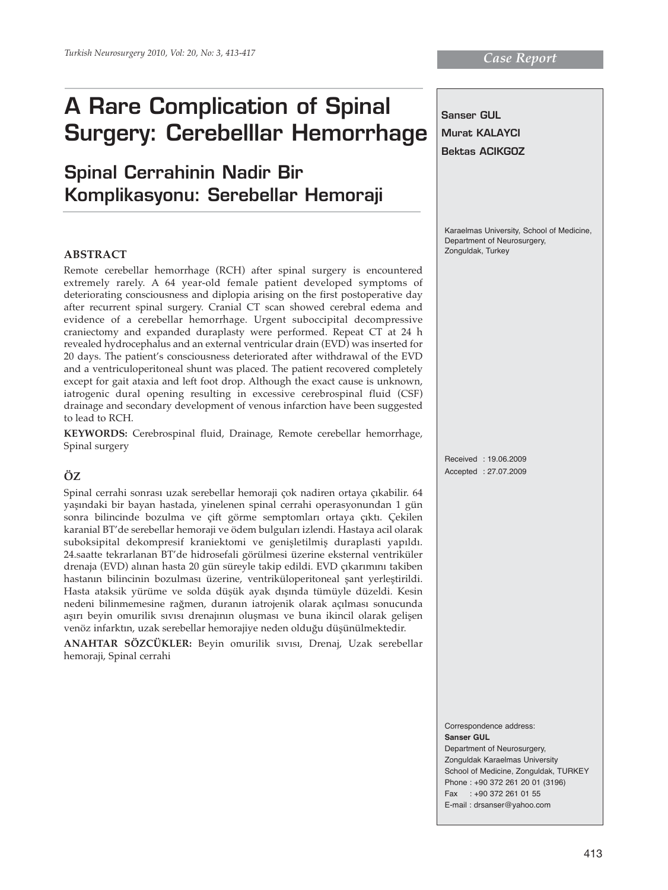Case Report

# A Rare Complication of Spinal Surgery: Cerebelllar Hemorrhage

## Spinal Cerrahinin Nadir Bir Komplikasyonu: Serebellar Hemoraji

**Sanser GUL**
**Murat KALAYCI**
**Bektas ACIKGOZ**

Karaelmas University, School of Medicine, Department of Neurosurgery, Zonguldak, Turkey

### ABSTRACT

Remote cerebellar hemorrhage (RCH) after spinal surgery is encountered extremely rarely. A 64 year-old female patient developed symptoms of deteriorating consciousness and diplopia arising on the first postoperative day after recurrent spinal surgery. Cranial CT scan showed cerebral edema and evidence of a cerebellar hemorrhage. Urgent suboccipital decompressive craniectomy and expanded duraplasty were performed. Repeat CT at 24 h revealed hydrocephalus and an external ventricular drain (EVD) was inserted for 20 days. The patient's consciousness deteriorated after withdrawal of the EVD and a ventriculoperitoneal shunt was placed. The patient recovered completely except for gait ataxia and left foot drop. Although the exact cause is unknown, iatrogenic dural opening resulting in excessive cerebrospinal fluid (CSF) drainage and secondary development of venous infarction have been suggested to lead to RCH.

**KEYWORDS:** Cerebrospinal fluid, Drainage, Remote cerebellar hemorrhage, Spinal surgery

### ÖZ

Spinal cerrahi sonrası uzak serebellar hemoraji çok nadiren ortaya çıkabilir. 64 yaşındaki bir bayan hastada, yinelenen spinal cerrahi operasyonundan 1 gün sonra bilincinde bozulma ve çift görme semptomları ortaya çıktı. Çekilen karanial BT'de serebellar hemoraji ve ödem bulguları izlendi. Hastaya acil olarak suboksipital dekompresif kraniektomi ve genişletilmiş duraplasti yapıldı. 24.saatte tekrarlanan BT'de hidrosefali görülmesi üzerine eksternal ventriküler drenaja (EVD) alınan hasta 20 gün süreyle takip edildi. EVD çıkarımını takiben hastanın bilincinin bozulması üzerine, ventriküloperitoneal şant yerleştirildi. Hasta ataksik yürüme ve solda düşük ayak dışında tümüyle düzeldi. Kesin nedeni bilinmemesine rağmen, duranın iatrojenik olarak açılması sonucunda aşırı beyin omurilik sıvısı drenajının oluşması ve buna ikincil olarak gelişen venöz infarktın, uzak serebellar hemorajiye neden olduğu düşünülmektedir.

**ANAHTAR SÖZCÜKLER:** Beyin omurilik sıvısı, Drenaj, Uzak serebellar hemoraji, Spinal cerrahi

Received : 19.06.2009
Accepted : 27.07.2009

Correspondence address:
**Sanser GUL**
Department of Neurosurgery,
Zonguldak Karaelmas University
School of Medicine, Zonguldak, TURKEY
Phone : +90 372 261 20 01 (3196)
Fax : +90 372 261 01 55
E-mail : drsanser@yahoo.com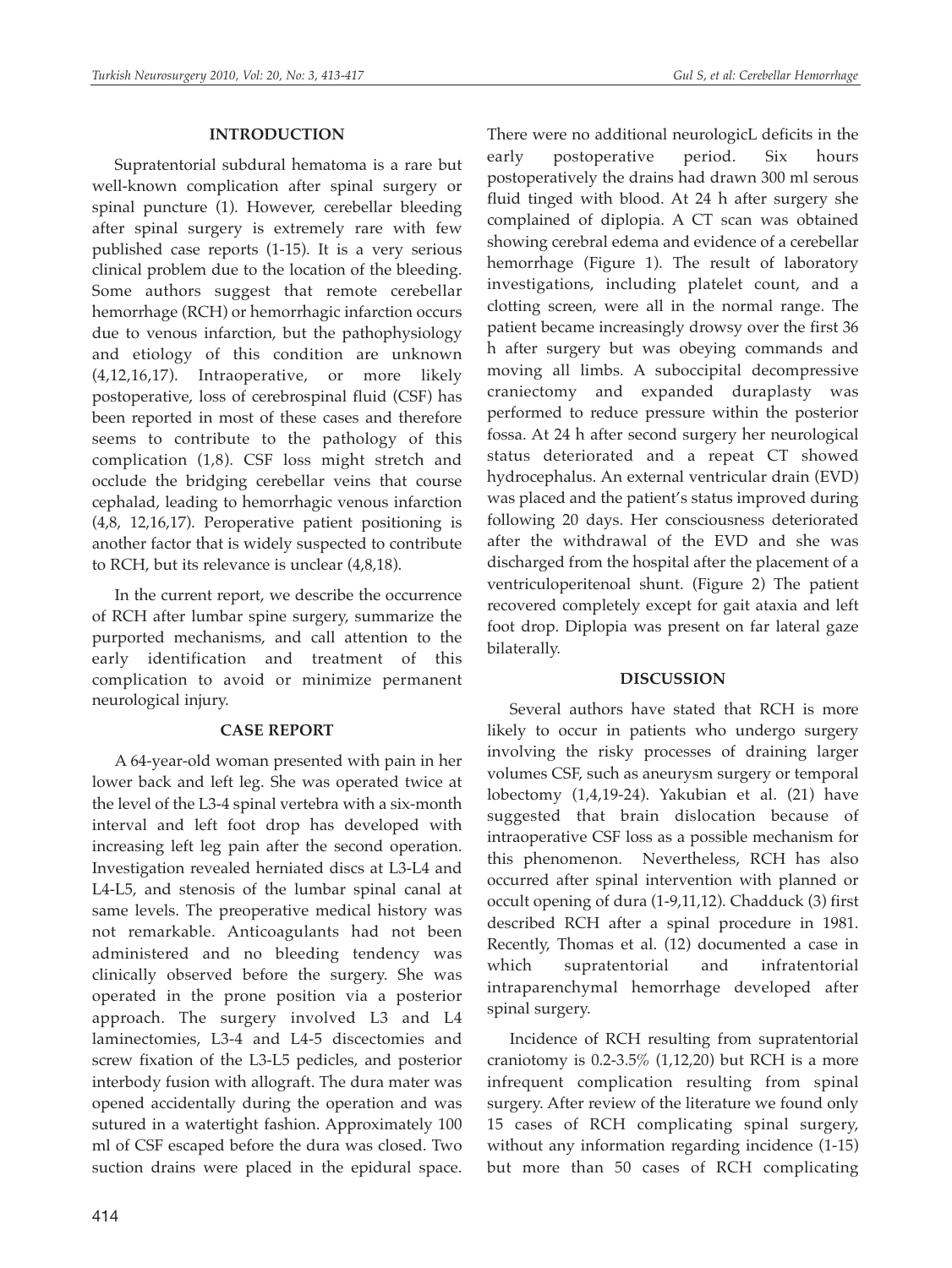## INTRODUCTION

Supratentorial subdural hematoma is a rare but well-known complication after spinal surgery or spinal puncture (1). However, cerebellar bleeding after spinal surgery is extremely rare with few published case reports (1-15). It is a very serious clinical problem due to the location of the bleeding. Some authors suggest that remote cerebellar hemorrhage (RCH) or hemorrhagic infarction occurs due to venous infarction, but the pathophysiology and etiology of this condition are unknown (4,12,16,17). Intraoperative, or more likely postoperative, loss of cerebrospinal fluid (CSF) has been reported in most of these cases and therefore seems to contribute to the pathology of this complication (1,8). CSF loss might stretch and occlude the bridging cerebellar veins that course cephalad, leading to hemorrhagic venous infarction (4,8, 12,16,17). Peroperative patient positioning is another factor that is widely suspected to contribute to RCH, but its relevance is unclear (4,8,18).

In the current report, we describe the occurrence of RCH after lumbar spine surgery, summarize the purported mechanisms, and call attention to the early identification and treatment of this complication to avoid or minimize permanent neurological injury.

## CASE REPORT

A 64-year-old woman presented with pain in her lower back and left leg. She was operated twice at the level of the L3-4 spinal vertebra with a six-month interval and left foot drop has developed with increasing left leg pain after the second operation. Investigation revealed herniated discs at L3-L4 and L4-L5, and stenosis of the lumbar spinal canal at same levels. The preoperative medical history was not remarkable. Anticoagulants had not been administered and no bleeding tendency was clinically observed before the surgery. She was operated in the prone position via a posterior approach. The surgery involved L3 and L4 laminectomies, L3-4 and L4-5 discectomies and screw fixation of the L3-L5 pedicles, and posterior interbody fusion with allograft. The dura mater was opened accidentally during the operation and was sutured in a watertight fashion. Approximately 100 ml of CSF escaped before the dura was closed. Two suction drains were placed in the epidural space. There were no additional neurologicL deficits in the early postoperative period. Six hours postoperatively the drains had drawn 300 ml serous fluid tinged with blood. At 24 h after surgery she complained of diplopia. A CT scan was obtained showing cerebral edema and evidence of a cerebellar hemorrhage (Figure 1). The result of laboratory investigations, including platelet count, and a clotting screen, were all in the normal range. The patient became increasingly drowsy over the first 36 h after surgery but was obeying commands and moving all limbs. A suboccipital decompressive craniectomy and expanded duraplasty was performed to reduce pressure within the posterior fossa. At 24 h after second surgery her neurological status deteriorated and a repeat CT showed hydrocephalus. An external ventricular drain (EVD) was placed and the patient's status improved during following 20 days. Her consciousness deteriorated after the withdrawal of the EVD and she was discharged from the hospital after the placement of a ventriculoperitenoal shunt. (Figure 2) The patient recovered completely except for gait ataxia and left foot drop. Diplopia was present on far lateral gaze bilaterally.

## DISCUSSION

Several authors have stated that RCH is more likely to occur in patients who undergo surgery involving the risky processes of draining larger volumes CSF, such as aneurysm surgery or temporal lobectomy (1,4,19-24). Yakubian et al. (21) have suggested that brain dislocation because of intraoperative CSF loss as a possible mechanism for this phenomenon. Nevertheless, RCH has also occurred after spinal intervention with planned or occult opening of dura (1-9,11,12). Chadduck (3) first described RCH after a spinal procedure in 1981. Recently, Thomas et al. (12) documented a case in which supratentorial and infratentorial intraparenchymal hemorrhage developed after spinal surgery.

Incidence of RCH resulting from supratentorial craniotomy is 0.2-3.5% (1,12,20) but RCH is a more infrequent complication resulting from spinal surgery. After review of the literature we found only 15 cases of RCH complicating spinal surgery, without any information regarding incidence (1-15) but more than 50 cases of RCH complicating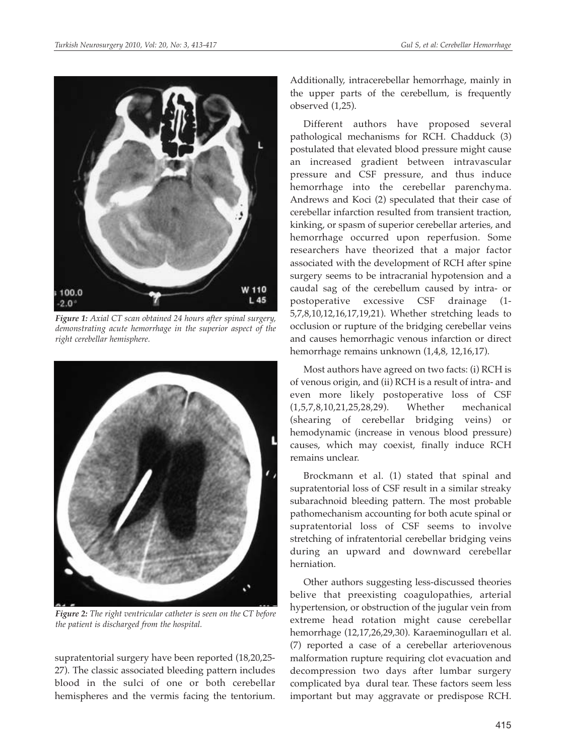*Figure 1: Axial CT scan obtained 24 hours after spinal surgery, demonstrating acute hemorrhage in the superior aspect of the right cerebellar hemisphere.*

*Figure 2: The right ventricular catheter is seen on the CT before the patient is discharged from the hospital.*

supratentorial surgery have been reported (18,20,25-27). The classic associated bleeding pattern includes blood in the sulci of one or both cerebellar hemispheres and the vermis facing the tentorium. Additionally, intracerebellar hemorrhage, mainly in the upper parts of the cerebellum, is frequently observed (1,25).

Different authors have proposed several pathological mechanisms for RCH. Chadduck (3) postulated that elevated blood pressure might cause an increased gradient between intravascular pressure and CSF pressure, and thus induce hemorrhage into the cerebellar parenchyma. Andrews and Koci (2) speculated that their case of cerebellar infarction resulted from transient traction, kinking, or spasm of superior cerebellar arteries, and hemorrhage occurred upon reperfusion. Some researchers have theorized that a major factor associated with the development of RCH after spine surgery seems to be intracranial hypotension and a caudal sag of the cerebellum caused by intra- or postoperative excessive CSF drainage (1-5,7,8,10,12,16,17,19,21). Whether stretching leads to occlusion or rupture of the bridging cerebellar veins and causes hemorrhagic venous infarction or direct hemorrhage remains unknown (1,4,8, 12,16,17).

Most authors have agreed on two facts: (i) RCH is of venous origin, and (ii) RCH is a result of intra- and even more likely postoperative loss of CSF (1,5,7,8,10,21,25,28,29). Whether mechanical (shearing of cerebellar bridging veins) or hemodynamic (increase in venous blood pressure) causes, which may coexist, finally induce RCH remains unclear.

Brockmann et al. (1) stated that spinal and supratentorial loss of CSF result in a similar streaky subarachnoid bleeding pattern. The most probable pathomechanism accounting for both acute spinal or supratentorial loss of CSF seems to involve stretching of infratentorial cerebellar bridging veins during an upward and downward cerebellar herniation.

Other authors suggesting less-discussed theories belive that preexisting coagulopathies, arterial hypertension, or obstruction of the jugular vein from extreme head rotation might cause cerebellar hemorrhage (12,17,26,29,30). Karaeminogulları et al. (7) reported a case of a cerebellar arteriovenous malformation rupture requiring clot evacuation and decompression two days after lumbar surgery complicated bya dural tear. These factors seem less important but may aggravate or predispose RCH.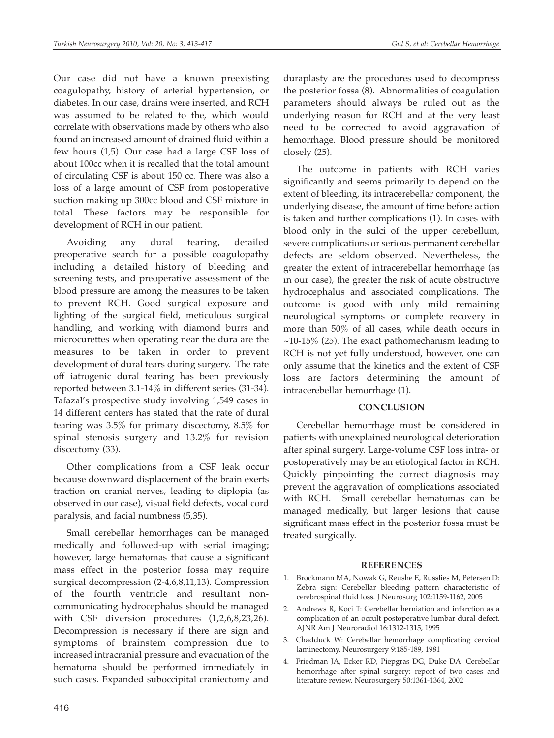Our case did not have a known preexisting coagulopathy, history of arterial hypertension, or diabetes. In our case, drains were inserted, and RCH was assumed to be related to the, which would correlate with observations made by others who also found an increased amount of drained fluid within a few hours (1,5). Our case had a large CSF loss of about 100cc when it is recalled that the total amount of circulating CSF is about 150 cc. There was also a loss of a large amount of CSF from postoperative suction making up 300cc blood and CSF mixture in total. These factors may be responsible for development of RCH in our patient.

Avoiding any dural tearing, detailed preoperative search for a possible coagulopathy including a detailed history of bleeding and screening tests, and preoperative assessment of the blood pressure are among the measures to be taken to prevent RCH. Good surgical exposure and lighting of the surgical field, meticulous surgical handling, and working with diamond burrs and microcurettes when operating near the dura are the measures to be taken in order to prevent development of dural tears during surgery. The rate off iatrogenic dural tearing has been previously reported between 3.1-14% in different series (31-34). Tafazal's prospective study involving 1,549 cases in 14 different centers has stated that the rate of dural tearing was 3.5% for primary discectomy, 8.5% for spinal stenosis surgery and 13.2% for revision discectomy (33).

Other complications from a CSF leak occur because downward displacement of the brain exerts traction on cranial nerves, leading to diplopia (as observed in our case), visual field defects, vocal cord paralysis, and facial numbness (5,35).

Small cerebellar hemorrhages can be managed medically and followed-up with serial imaging; however, large hematomas that cause a significant mass effect in the posterior fossa may require surgical decompression (2-4,6,8,11,13). Compression of the fourth ventricle and resultant non-communicating hydrocephalus should be managed with CSF diversion procedures (1,2,6,8,23,26). Decompression is necessary if there are sign and symptoms of brainstem compression due to increased intracranial pressure and evacuation of the hematoma should be performed immediately in such cases. Expanded suboccipital craniectomy and duraplasty are the procedures used to decompress the posterior fossa (8). Abnormalities of coagulation parameters should always be ruled out as the underlying reason for RCH and at the very least need to be corrected to avoid aggravation of hemorrhage. Blood pressure should be monitored closely (25).

The outcome in patients with RCH varies significantly and seems primarily to depend on the extent of bleeding, its intracerebellar component, the underlying disease, the amount of time before action is taken and further complications (1). In cases with blood only in the sulci of the upper cerebellum, severe complications or serious permanent cerebellar defects are seldom observed. Nevertheless, the greater the extent of intracerebellar hemorrhage (as in our case), the greater the risk of acute obstructive hydrocephalus and associated complications. The outcome is good with only mild remaining neurological symptoms or complete recovery in more than 50% of all cases, while death occurs in ~10-15% (25). The exact pathomechanism leading to RCH is not yet fully understood, however, one can only assume that the kinetics and the extent of CSF loss are factors determining the amount of intracerebellar hemorrhage (1).

## CONCLUSION

Cerebellar hemorrhage must be considered in patients with unexplained neurological deterioration after spinal surgery. Large-volume CSF loss intra- or postoperatively may be an etiological factor in RCH. Quickly pinpointing the correct diagnosis may prevent the aggravation of complications associated with RCH. Small cerebellar hematomas can be managed medically, but larger lesions that cause significant mass effect in the posterior fossa must be treated surgically.

## REFERENCES

1. Brockmann MA, Nowak G, Reushe E, Russlies M, Petersen D: Zebra sign: Cerebellar bleeding pattern characteristic of cerebrospinal fluid loss. J Neurosurg 102:1159-1162, 2005
2. Andrews R, Koci T: Cerebellar herniation and infarction as a complication of an occult postoperative lumbar dural defect. AJNR Am J Neuroradiol 16:1312-1315, 1995
3. Chadduck W: Cerebellar hemorrhage complicating cervical laminectomy. Neurosurgery 9:185-189, 1981
4. Friedman JA, Ecker RD, Piepgras DG, Duke DA. Cerebellar hemorrhage after spinal surgery: report of two cases and literature review. Neurosurgery 50:1361-1364, 2002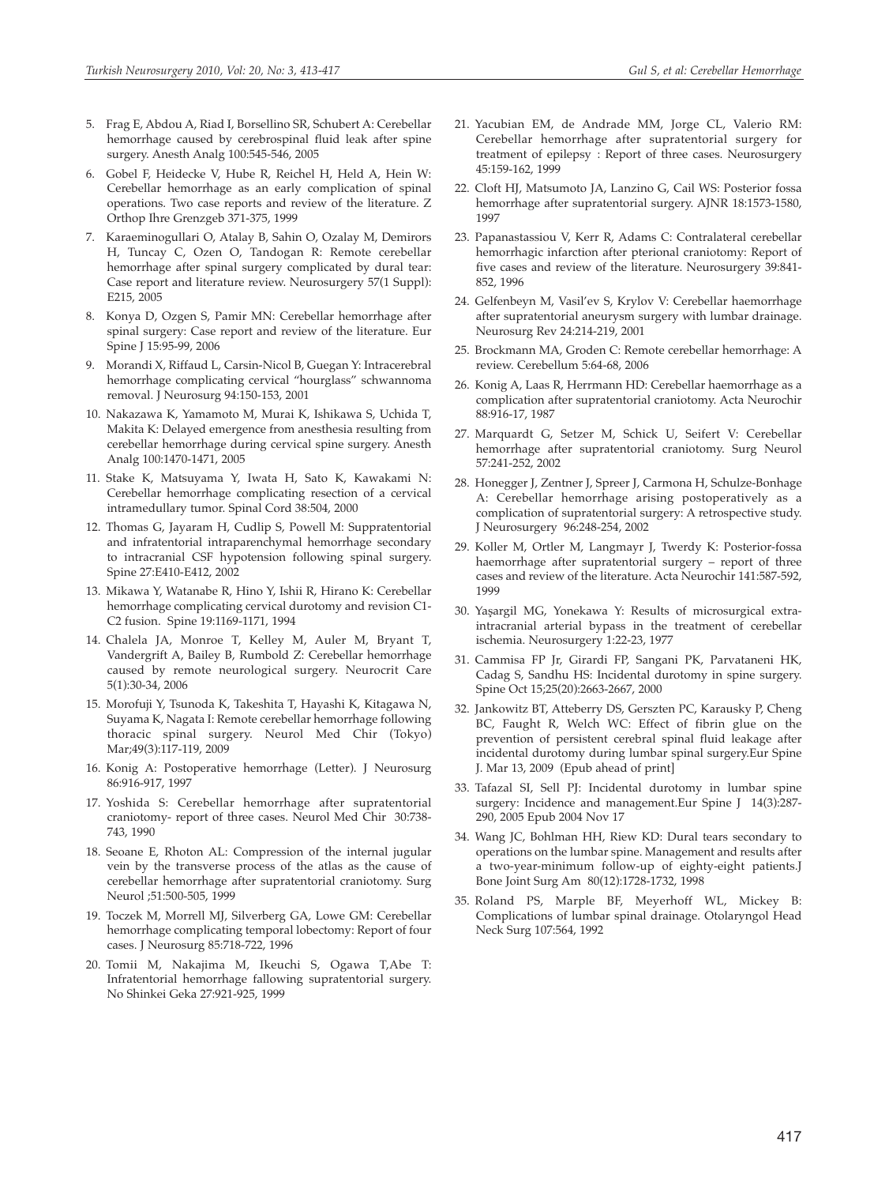5. Frag E, Abdou A, Riad I, Borsellino SR, Schubert A: Cerebellar hemorrhage caused by cerebrospinal fluid leak after spine surgery. Anesth Analg 100:545-546, 2005

6. Gobel F, Heidecke V, Hube R, Reichel H, Held A, Hein W: Cerebellar hemorrhage as an early complication of spinal operations. Two case reports and review of the literature. Z Orthop Ihre Grenzgeb 371-375, 1999

7. Karaeminogullari O, Atalay B, Sahin O, Ozalay M, Demirors H, Tuncay C, Ozen O, Tandogan R: Remote cerebellar hemorrhage after spinal surgery complicated by dural tear: Case report and literature review. Neurosurgery 57(1 Suppl): E215, 2005

8. Konya D, Ozgen S, Pamir MN: Cerebellar hemorrhage after spinal surgery: Case report and review of the literature. Eur Spine J 15:95-99, 2006

9. Morandi X, Riffaud L, Carsin-Nicol B, Guegan Y: Intracerebral hemorrhage complicating cervical "hourglass" schwannoma removal. J Neurosurg 94:150-153, 2001

10. Nakazawa K, Yamamoto M, Murai K, Ishikawa S, Uchida T, Makita K: Delayed emergence from anesthesia resulting from cerebellar hemorrhage during cervical spine surgery. Anesth Analg 100:1470-1471, 2005

11. Stake K, Matsuyama Y, Iwata H, Sato K, Kawakami N: Cerebellar hemorrhage complicating resection of a cervical intramedullary tumor. Spinal Cord 38:504, 2000

12. Thomas G, Jayaram H, Cudlip S, Powell M: Suppratentorial and infratentorial intraparenchymal hemorrhage secondary to intracranial CSF hypotension following spinal surgery. Spine 27:E410-E412, 2002

13. Mikawa Y, Watanabe R, Hino Y, Ishii R, Hirano K: Cerebellar hemorrhage complicating cervical durotomy and revision C1-C2 fusion. Spine 19:1169-1171, 1994

14. Chalela JA, Monroe T, Kelley M, Auler M, Bryant T, Vandergrift A, Bailey B, Rumbold Z: Cerebellar hemorrhage caused by remote neurological surgery. Neurocrit Care 5(1):30-34, 2006

15. Morofuji Y, Tsunoda K, Takeshita T, Hayashi K, Kitagawa N, Suyama K, Nagata I: Remote cerebellar hemorrhage following thoracic spinal surgery. Neurol Med Chir (Tokyo) Mar;49(3):117-119, 2009

16. Konig A: Postoperative hemorrhage (Letter). J Neurosurg 86:916-917, 1997

17. Yoshida S: Cerebellar hemorrhage after supratentorial craniotomy- report of three cases. Neurol Med Chir 30:738-743, 1990

18. Seoane E, Rhoton AL: Compression of the internal jugular vein by the transverse process of the atlas as the cause of cerebellar hemorrhage after supratentorial craniotomy. Surg Neurol ;51:500-505, 1999

19. Toczek M, Morrell MJ, Silverberg GA, Lowe GM: Cerebellar hemorrhage complicating temporal lobectomy: Report of four cases. J Neurosurg 85:718-722, 1996

20. Tomii M, Nakajima M, Ikeuchi S, Ogawa T,Abe T: Infratentorial hemorrhage fallowing supratentorial surgery. No Shinkei Geka 27:921-925, 1999

21. Yacubian EM, de Andrade MM, Jorge CL, Valerio RM: Cerebellar hemorrhage after supratentorial surgery for treatment of epilepsy : Report of three cases. Neurosurgery 45:159-162, 1999

22. Cloft HJ, Matsumoto JA, Lanzino G, Cail WS: Posterior fossa hemorrhage after supratentorial surgery. AJNR 18:1573-1580, 1997

23. Papanastassiou V, Kerr R, Adams C: Contralateral cerebellar hemorrhagic infarction after pterional craniotomy: Report of five cases and review of the literature. Neurosurgery 39:841-852, 1996

24. Gelfenbeyn M, Vasil'ev S, Krylov V: Cerebellar haemorrhage after supratentorial aneurysm surgery with lumbar drainage. Neurosurg Rev 24:214-219, 2001

25. Brockmann MA, Groden C: Remote cerebellar hemorrhage: A review. Cerebellum 5:64-68, 2006

26. Konig A, Laas R, Herrmann HD: Cerebellar haemorrhage as a complication after supratentorial craniotomy. Acta Neurochir 88:916-17, 1987

27. Marquardt G, Setzer M, Schick U, Seifert V: Cerebellar hemorrhage after supratentorial craniotomy. Surg Neurol 57:241-252, 2002

28. Honegger J, Zentner J, Spreer J, Carmona H, Schulze-Bonhage A: Cerebellar hemorrhage arising postoperatively as a complication of supratentorial surgery: A retrospective study. J Neurosurgery 96:248-254, 2002

29. Koller M, Ortler M, Langmayr J, Twerdy K: Posterior-fossa haemorrhage after supratentorial surgery – report of three cases and review of the literature. Acta Neurochir 141:587-592, 1999

30. Yaşargil MG, Yonekawa Y: Results of microsurgical extra-intracranial arterial bypass in the treatment of cerebellar ischemia. Neurosurgery 1:22-23, 1977

31. Cammisa FP Jr, Girardi FP, Sangani PK, Parvataneni HK, Cadag S, Sandhu HS: Incidental durotomy in spine surgery. Spine Oct 15;25(20):2663-2667, 2000

32. Jankowitz BT, Atteberry DS, Gerszten PC, Karausky P, Cheng BC, Faught R, Welch WC: Effect of fibrin glue on the prevention of persistent cerebral spinal fluid leakage after incidental durotomy during lumbar spinal surgery.Eur Spine J. Mar 13, 2009 (Epub ahead of print]

33. Tafazal SI, Sell PJ: Incidental durotomy in lumbar spine surgery: Incidence and management.Eur Spine J 14(3):287-290, 2005 Epub 2004 Nov 17

34. Wang JC, Bohlman HH, Riew KD: Dural tears secondary to operations on the lumbar spine. Management and results after a two-year-minimum follow-up of eighty-eight patients.J Bone Joint Surg Am 80(12):1728-1732, 1998

35. Roland PS, Marple BF, Meyerhoff WL, Mickey B: Complications of lumbar spinal drainage. Otolaryngol Head Neck Surg 107:564, 1992